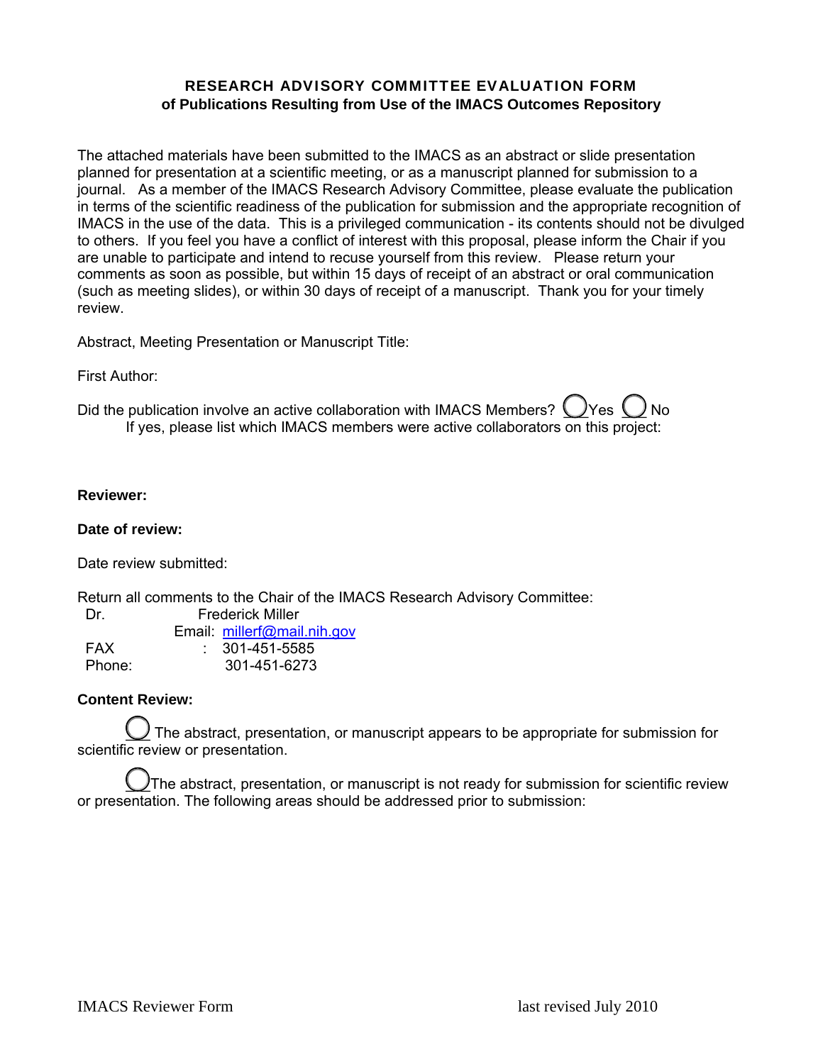# RESEARCH ADVISORY COMMITTEE EVALUATION FORM
## of Publications Resulting from Use of the IMACS Outcomes Repository

The attached materials have been submitted to the IMACS as an abstract or slide presentation planned for presentation at a scientific meeting, or as a manuscript planned for submission to a journal. As a member of the IMACS Research Advisory Committee, please evaluate the publication in terms of the scientific readiness of the publication for submission and the appropriate recognition of IMACS in the use of the data. This is a privileged communication - its contents should not be divulged to others. If you feel you have a conflict of interest with this proposal, please inform the Chair if you are unable to participate and intend to recuse yourself from this review. Please return your comments as soon as possible, but within 15 days of receipt of an abstract or oral communication (such as meeting slides), or within 30 days of receipt of a manuscript. Thank you for your timely review.

Abstract, Meeting Presentation or Manuscript Title:

First Author:

Did the publication involve an active collaboration with IMACS Members? ◯ Yes ◯ No

If yes, please list which IMACS members were active collaborators on this project:

**Reviewer:**

**Date of review:**

Date review submitted:

Return all comments to the Chair of the IMACS Research Advisory Committee:

Dr. Frederick Miller
Email: millerf@mail.nih.gov
FAX : 301-451-5585
Phone: 301-451-6273

**Content Review:**

◯ The abstract, presentation, or manuscript appears to be appropriate for submission for scientific review or presentation.

◯ The abstract, presentation, or manuscript is not ready for submission for scientific review or presentation. The following areas should be addressed prior to submission: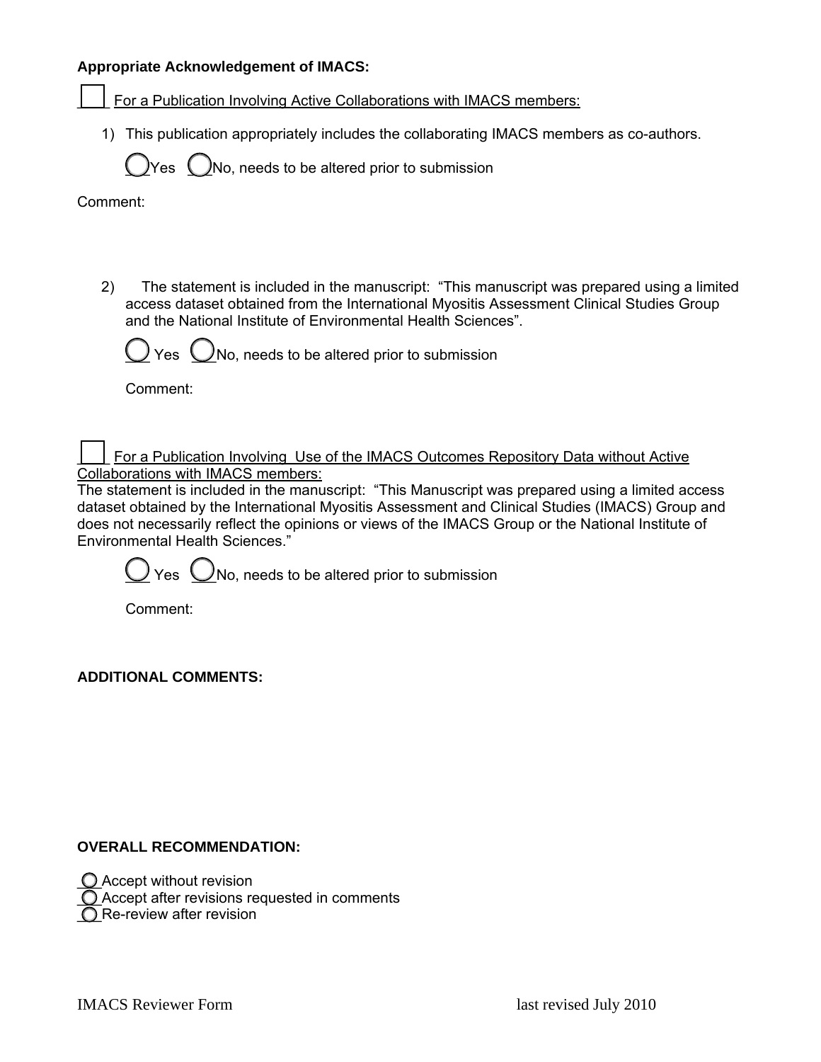**Appropriate Acknowledgement of IMACS:**

☐ For a Publication Involving Active Collaborations with IMACS members:

1) This publication appropriately includes the collaborating IMACS members as co-authors.

   ◯ Yes ◯ No, needs to be altered prior to submission

Comment:

2) The statement is included in the manuscript: "This manuscript was prepared using a limited access dataset obtained from the International Myositis Assessment Clinical Studies Group and the National Institute of Environmental Health Sciences".

   ◯ Yes ◯ No, needs to be altered prior to submission

   Comment:

☐ For a Publication Involving Use of the IMACS Outcomes Repository Data without Active Collaborations with IMACS members:

The statement is included in the manuscript: "This Manuscript was prepared using a limited access dataset obtained by the International Myositis Assessment and Clinical Studies (IMACS) Group and does not necessarily reflect the opinions or views of the IMACS Group or the National Institute of Environmental Health Sciences."

   ◯ Yes ◯ No, needs to be altered prior to submission

   Comment:

**ADDITIONAL COMMENTS:**

**OVERALL RECOMMENDATION:**

◯ Accept without revision
◯ Accept after revisions requested in comments
◯ Re-review after revision